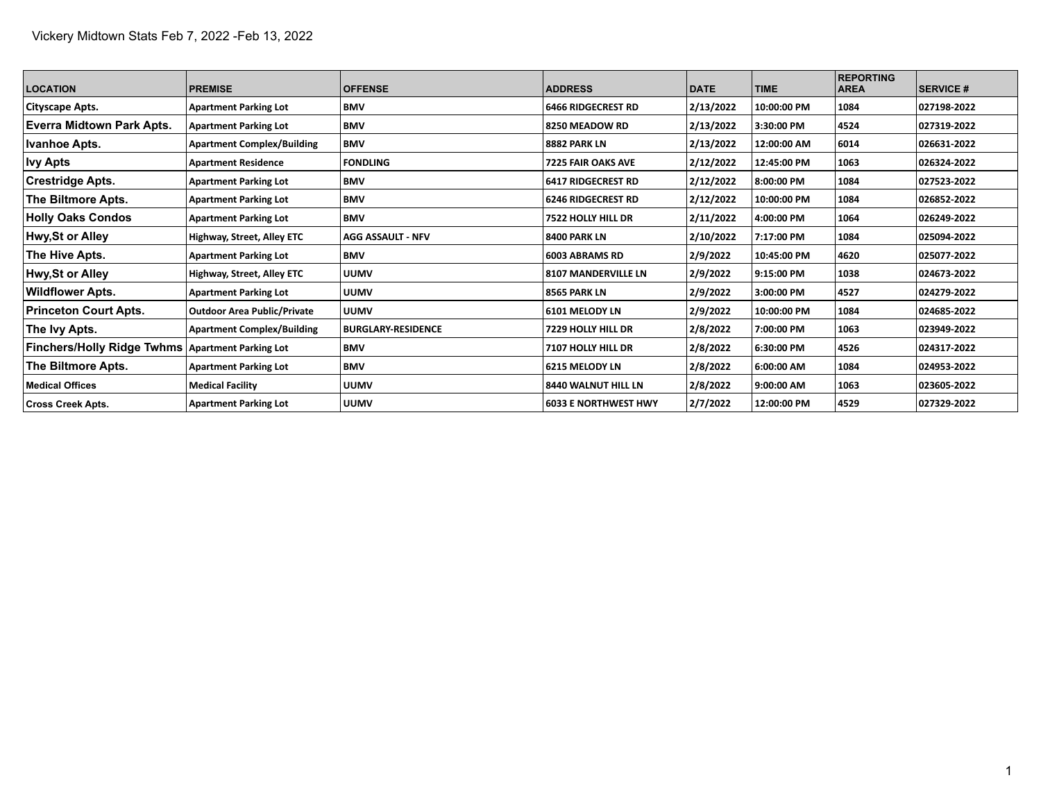Vickery Midtown Stats Feb 7, 2022 -Feb 13, 2022

| LOCATION | PREMISE | OFFENSE | ADDRESS | DATE | TIME | REPORTING AREA | SERVICE # |
|---|---|---|---|---|---|---|---|
| Cityscape Apts. | Apartment Parking Lot | BMV | 6466 RIDGECREST RD | 2/13/2022 | 10:00:00 PM | 1084 | 027198-2022 |
| Everra Midtown Park Apts. | Apartment Parking Lot | BMV | 8250 MEADOW RD | 2/13/2022 | 3:30:00 PM | 4524 | 027319-2022 |
| Ivanhoe Apts. | Apartment Complex/Building | BMV | 8882 PARK LN | 2/13/2022 | 12:00:00 AM | 6014 | 026631-2022 |
| Ivy Apts | Apartment Residence | FONDLING | 7225 FAIR OAKS AVE | 2/12/2022 | 12:45:00 PM | 1063 | 026324-2022 |
| Crestridge Apts. | Apartment Parking Lot | BMV | 6417 RIDGECREST RD | 2/12/2022 | 8:00:00 PM | 1084 | 027523-2022 |
| The Biltmore Apts. | Apartment Parking Lot | BMV | 6246 RIDGECREST RD | 2/12/2022 | 10:00:00 PM | 1084 | 026852-2022 |
| Holly Oaks Condos | Apartment Parking Lot | BMV | 7522 HOLLY HILL DR | 2/11/2022 | 4:00:00 PM | 1064 | 026249-2022 |
| Hwy,St or Alley | Highway, Street, Alley ETC | AGG ASSAULT - NFV | 8400 PARK LN | 2/10/2022 | 7:17:00 PM | 1084 | 025094-2022 |
| The Hive Apts. | Apartment Parking Lot | BMV | 6003 ABRAMS RD | 2/9/2022 | 10:45:00 PM | 4620 | 025077-2022 |
| Hwy,St or Alley | Highway, Street, Alley ETC | UUMV | 8107 MANDERVILLE LN | 2/9/2022 | 9:15:00 PM | 1038 | 024673-2022 |
| Wildflower Apts. | Apartment Parking Lot | UUMV | 8565 PARK LN | 2/9/2022 | 3:00:00 PM | 4527 | 024279-2022 |
| Princeton Court Apts. | Outdoor Area Public/Private | UUMV | 6101 MELODY LN | 2/9/2022 | 10:00:00 PM | 1084 | 024685-2022 |
| The Ivy Apts. | Apartment Complex/Building | BURGLARY-RESIDENCE | 7229 HOLLY HILL DR | 2/8/2022 | 7:00:00 PM | 1063 | 023949-2022 |
| Finchers/Holly Ridge Twhms | Apartment Parking Lot | BMV | 7107 HOLLY HILL DR | 2/8/2022 | 6:30:00 PM | 4526 | 024317-2022 |
| The Biltmore Apts. | Apartment Parking Lot | BMV | 6215 MELODY LN | 2/8/2022 | 6:00:00 AM | 1084 | 024953-2022 |
| Medical Offices | Medical Facility | UUMV | 8440 WALNUT HILL LN | 2/8/2022 | 9:00:00 AM | 1063 | 023605-2022 |
| Cross Creek Apts. | Apartment Parking Lot | UUMV | 6033 E NORTHWEST HWY | 2/7/2022 | 12:00:00 PM | 4529 | 027329-2022 |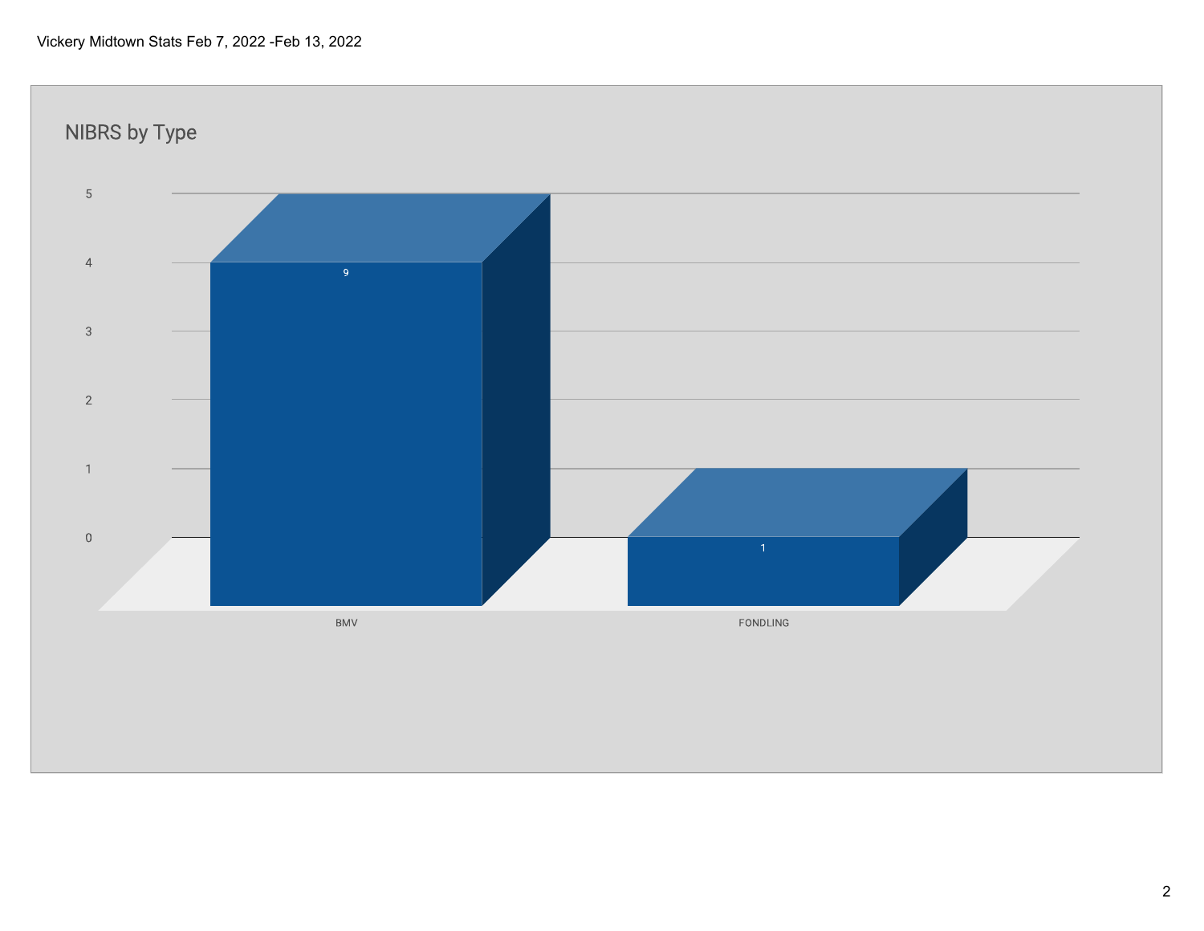Vickery Midtown Stats Feb 7, 2022 -Feb 13, 2022

## NIBRS by Type

| Type | Count |
| --- | --- |
| BMV | 9 |
| FONDLING | 1 |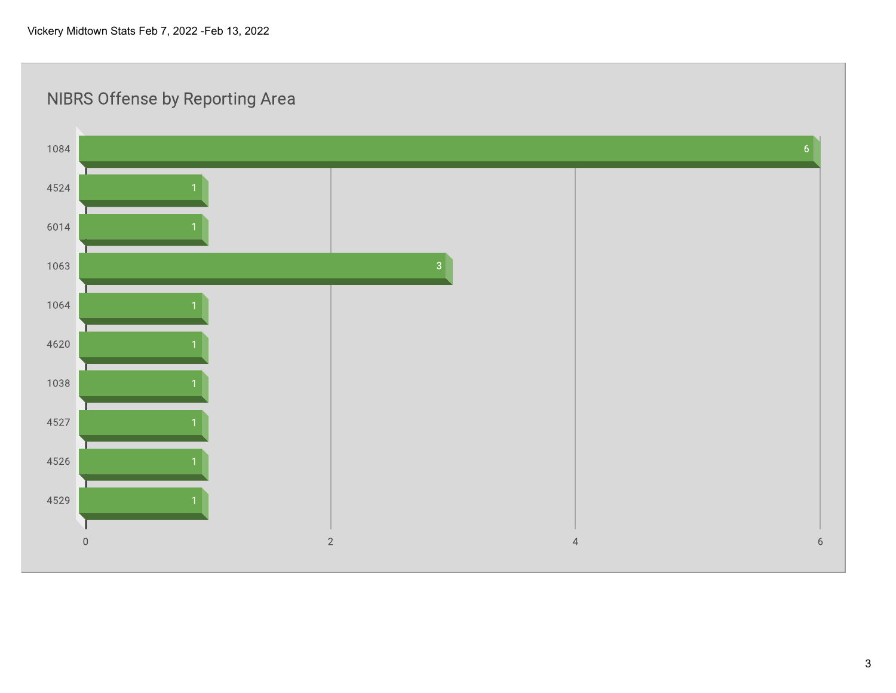Vickery Midtown Stats Feb 7, 2022 -Feb 13, 2022

## NIBRS Offense by Reporting Area

| Reporting Area | Count |
|---|---|
| 1084 | 6 |
| 4524 | 1 |
| 6014 | 1 |
| 1063 | 3 |
| 1064 | 1 |
| 4620 | 1 |
| 1038 | 1 |
| 4527 | 1 |
| 4526 | 1 |
| 4529 | 1 |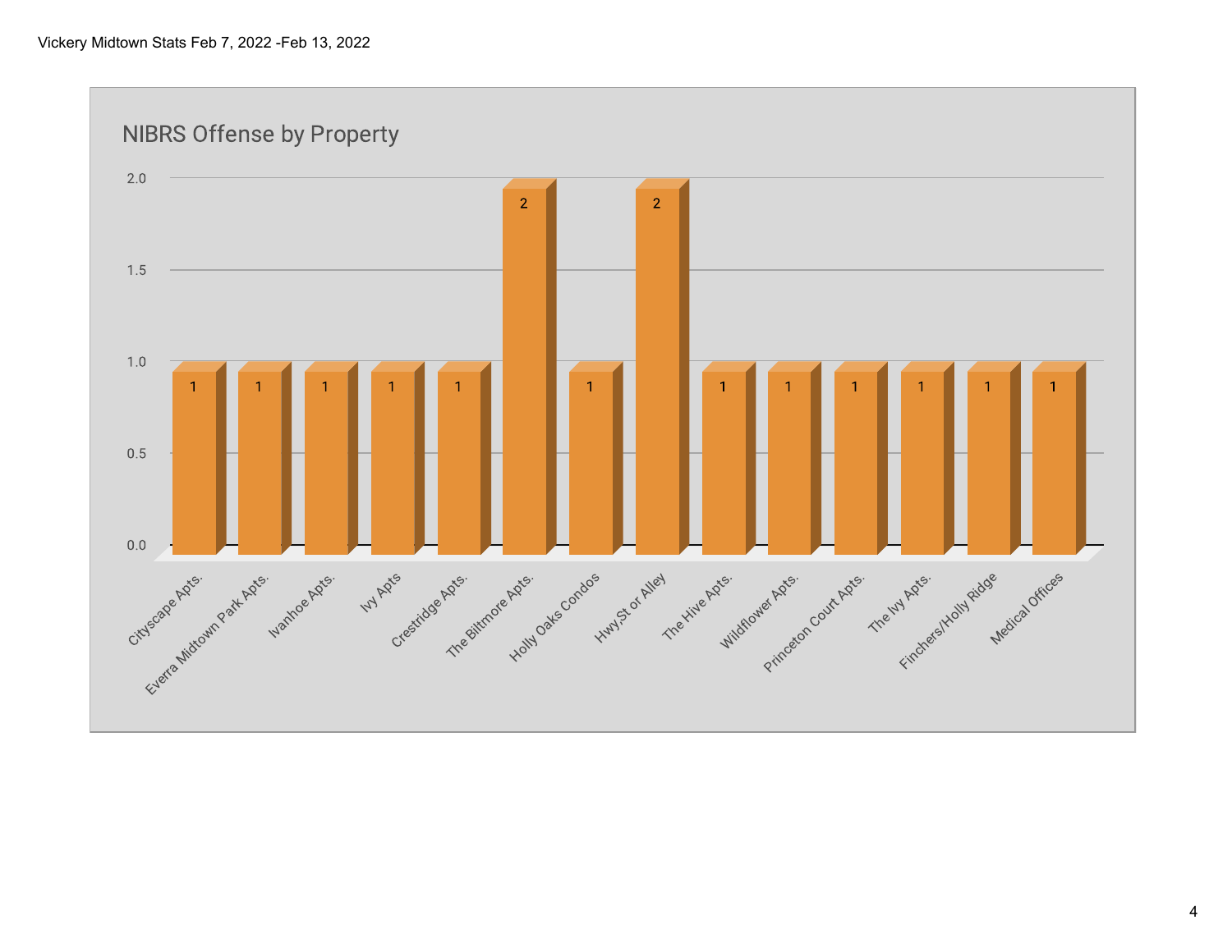Vickery Midtown Stats Feb 7, 2022 -Feb 13, 2022

## NIBRS Offense by Property

| Property | Count |
| --- | --- |
| Cityscape Apts. | 1 |
| Everra Midtown Park Apts. | 1 |
| Ivanhoe Apts. | 1 |
| Ivy Apts | 1 |
| Crestridge Apts. | 1 |
| The Biltmore Apts. | 2 |
| Holly Oaks Condos | 1 |
| Hwy,St or Alley | 2 |
| The Hive Apts. | 1 |
| Wildflower Apts. | 1 |
| Princeton Court Apts. | 1 |
| The Ivy Apts. | 1 |
| Finchers/Holly Ridge | 1 |
| Medical Offices | 1 |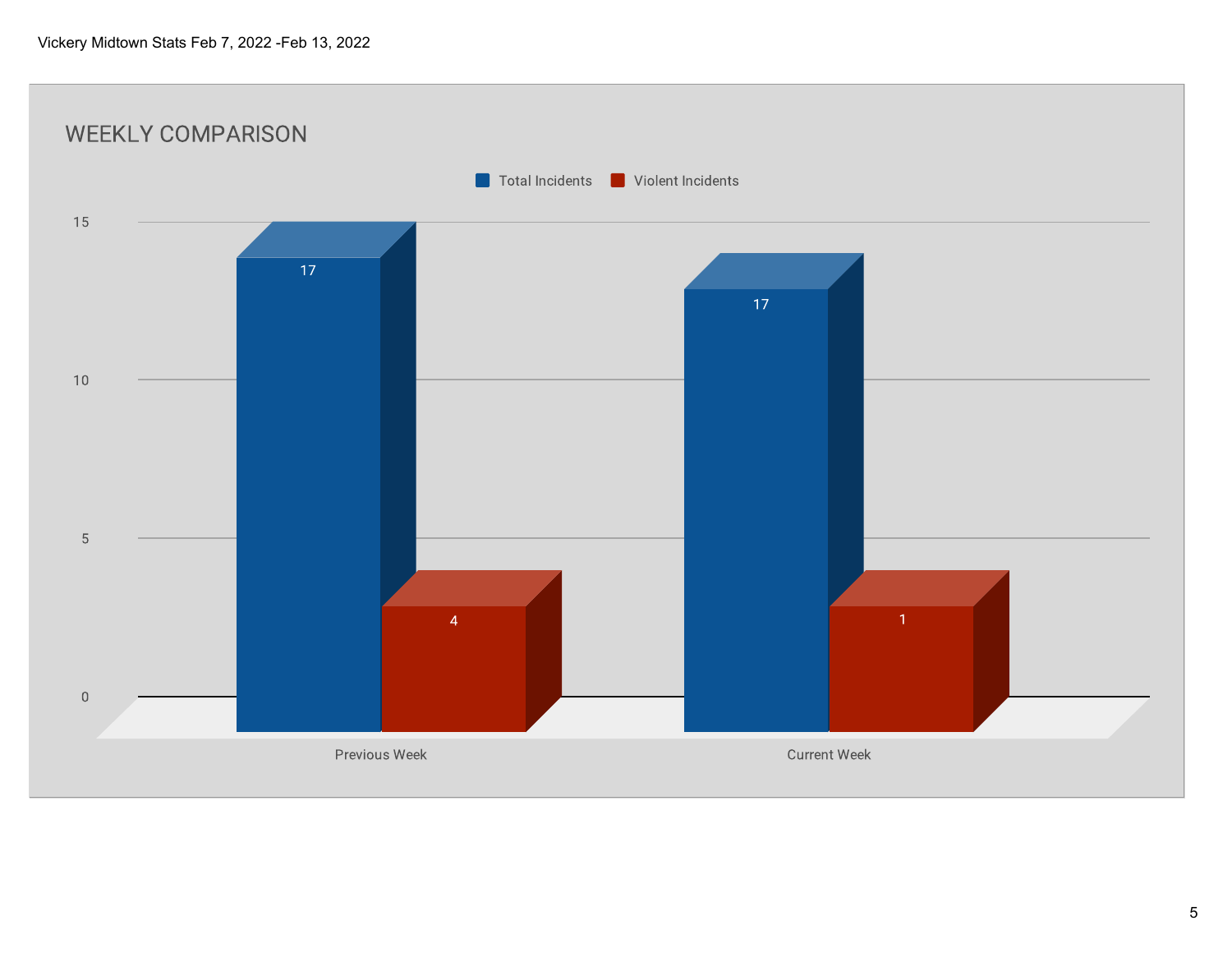Vickery Midtown Stats Feb 7, 2022 -Feb 13, 2022

WEEKLY COMPARISON

Total Incidents
Violent Incidents

15
10
5
0

17
4
17
1

Previous Week
Current Week